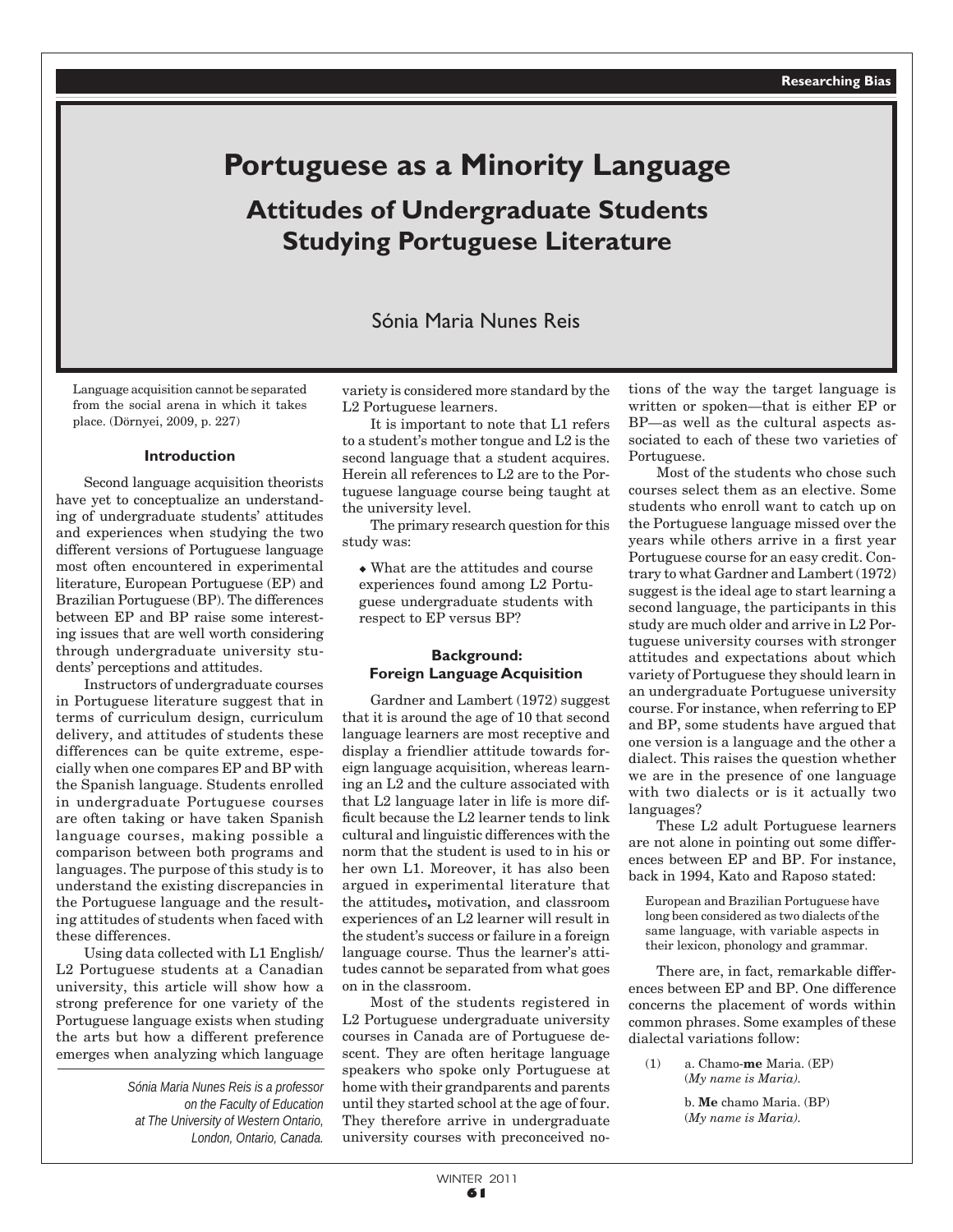# Portuguese as a Minority Language

## Attitudes of Undergraduate Students Studying Portuguese Literature

Sónia Maria Nunes Reis

> Language acquisition cannot be separated from the social arena in which it takes place. (Dörnyei, 2009, p. 227)

### Introduction

Second language acquisition theorists have yet to conceptualize an understanding of undergraduate students' attitudes and experiences when studying the two different versions of Portuguese language most often encountered in experimental literature, European Portuguese (EP) and Brazilian Portuguese (BP). The differences between EP and BP raise some interesting issues that are well worth considering through undergraduate university students' perceptions and attitudes.

Instructors of undergraduate courses in Portuguese literature suggest that in terms of curriculum design, curriculum delivery, and attitudes of students these differences can be quite extreme, especially when one compares EP and BP with the Spanish language. Students enrolled in undergraduate Portuguese courses are often taking or have taken Spanish language courses, making possible a comparison between both programs and languages. The purpose of this study is to understand the existing discrepancies in the Portuguese language and the resulting attitudes of students when faced with these differences.

Using data collected with L1 English/L2 Portuguese students at a Canadian university, this article will show how a strong preference for one variety of the Portuguese language exists when studing the arts but how a different preference emerges when analyzing which language variety is considered more standard by the L2 Portuguese learners.

It is important to note that L1 refers to a student's mother tongue and L2 is the second language that a student acquires. Herein all references to L2 are to the Portuguese language course being taught at the university level.

The primary research question for this study was:

- What are the attitudes and course experiences found among L2 Portuguese undergraduate students with respect to EP versus BP?

*Sónia Maria Nunes Reis is a professor on the Faculty of Education at The University of Western Ontario, London, Ontario, Canada.*

### Background: Foreign Language Acquisition

Gardner and Lambert (1972) suggest that it is around the age of 10 that second language learners are most receptive and display a friendlier attitude towards foreign language acquisition, whereas learning an L2 and the culture associated with that L2 language later in life is more difficult because the L2 learner tends to link cultural and linguistic differences with the norm that the student is used to in his or her own L1. Moreover, it has also been argued in experimental literature that the attitudes**,** motivation, and classroom experiences of an L2 learner will result in the student's success or failure in a foreign language course. Thus the learner's attitudes cannot be separated from what goes on in the classroom.

Most of the students registered in L2 Portuguese undergraduate university courses in Canada are of Portuguese descent. They are often heritage language speakers who spoke only Portuguese at home with their grandparents and parents until they started school at the age of four. They therefore arrive in undergraduate university courses with preconceived notions of the way the target language is written or spoken—that is either EP or BP—as well as the cultural aspects associated to each of these two varieties of Portuguese.

Most of the students who chose such courses select them as an elective. Some students who enroll want to catch up on the Portuguese language missed over the years while others arrive in a first year Portuguese course for an easy credit. Contrary to what Gardner and Lambert (1972) suggest is the ideal age to start learning a second language, the participants in this study are much older and arrive in L2 Portuguese university courses with stronger attitudes and expectations about which variety of Portuguese they should learn in an undergraduate Portuguese university course. For instance, when referring to EP and BP, some students have argued that one version is a language and the other a dialect. This raises the question whether we are in the presence of one language with two dialects or is it actually two languages?

These L2 adult Portuguese learners are not alone in pointing out some differences between EP and BP. For instance, back in 1994, Kato and Raposo stated:

> European and Brazilian Portuguese have long been considered as two dialects of the same language, with variable aspects in their lexicon, phonology and grammar.

There are, in fact, remarkable differences between EP and BP. One difference concerns the placement of words within common phrases. Some examples of these dialectal variations follow:

(1) a. Chamo-**me** Maria. (EP)
(*My name is Maria).*

b. **Me** chamo Maria. (BP)
(*My name is Maria).*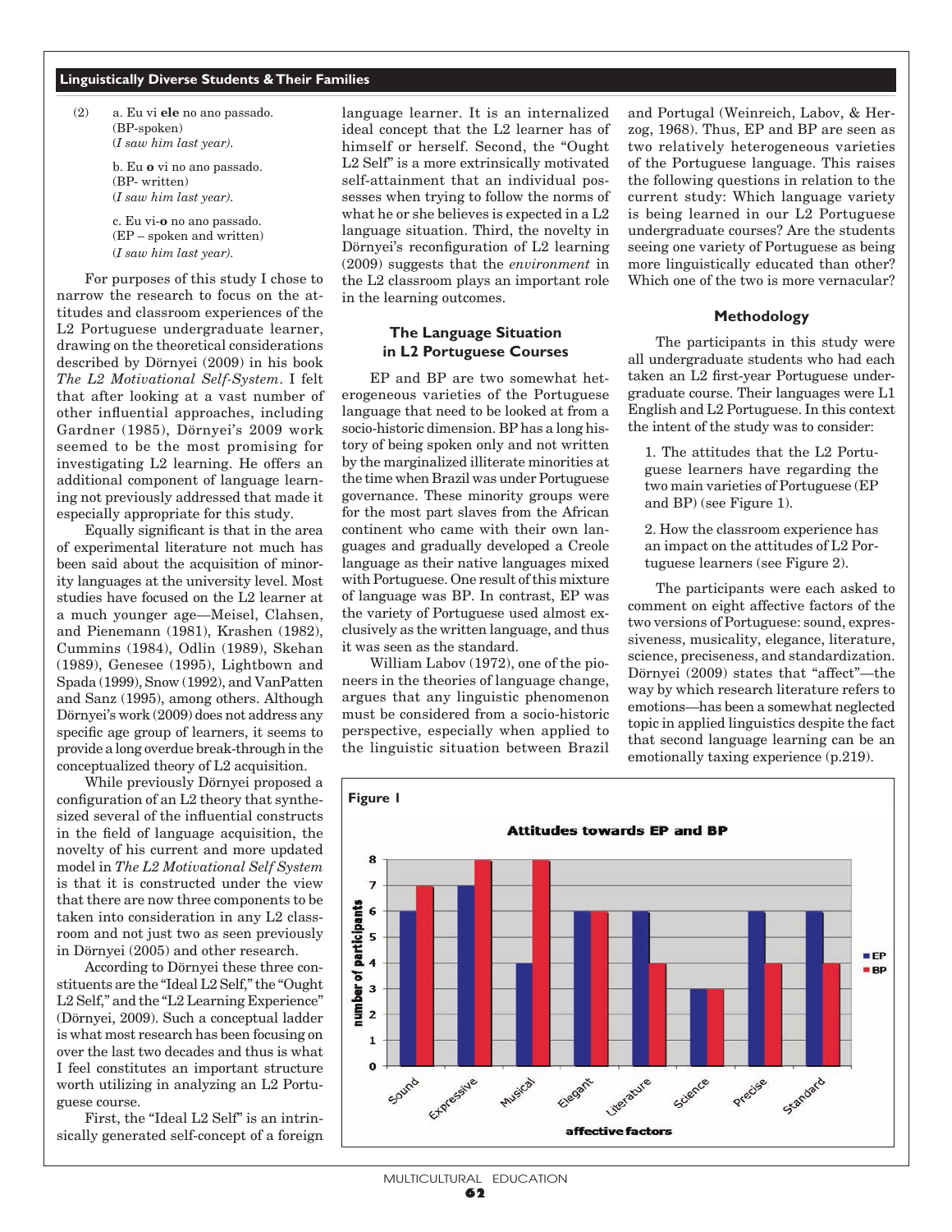(2) a. Eu vi **ele** no ano passado.
(BP-spoken)
(*I saw him last year*).

b. Eu **o** vi no ano passado.
(BP- written)
(*I saw him last year*).

c. Eu vi-**o** no ano passado.
(EP – spoken and written)
(*I saw him last year*).

For purposes of this study I chose to narrow the research to focus on the attitudes and classroom experiences of the L2 Portuguese undergraduate learner, drawing on the theoretical considerations described by Dörnyei (2009) in his book *The L2 Motivational Self-System*. I felt that after looking at a vast number of other influential approaches, including Gardner (1985), Dörnyei's 2009 work seemed to be the most promising for investigating L2 learning. He offers an additional component of language learning not previously addressed that made it especially appropriate for this study.

Equally significant is that in the area of experimental literature not much has been said about the acquisition of minority languages at the university level. Most studies have focused on the L2 learner at a much younger age—Meisel, Clahsen, and Pienemann (1981), Krashen (1982), Cummins (1984), Odlin (1989), Skehan (1989), Genesee (1995), Lightbown and Spada (1999), Snow (1992), and VanPatten and Sanz (1995), among others. Although Dörnyei's work (2009) does not address any specific age group of learners, it seems to provide a long overdue break-through in the conceptualized theory of L2 acquisition.

While previously Dörnyei proposed a configuration of an L2 theory that synthesized several of the influential constructs in the field of language acquisition, the novelty of his current and more updated model in *The L2 Motivational Self System* is that it is constructed under the view that there are now three components to be taken into consideration in any L2 classroom and not just two as seen previously in Dörnyei (2005) and other research.

According to Dörnyei these three constituents are the "Ideal L2 Self," the "Ought L2 Self," and the "L2 Learning Experience" (Dörnyei, 2009). Such a conceptual ladder is what most research has been focusing on over the last two decades and thus is what I feel constitutes an important structure worth utilizing in analyzing an L2 Portuguese course.

First, the "Ideal L2 Self" is an intrinsically generated self-concept of a foreign language learner. It is an internalized ideal concept that the L2 learner has of himself or herself. Second, the "Ought L2 Self" is a more extrinsically motivated self-attainment that an individual possesses when trying to follow the norms of what he or she believes is expected in a L2 language situation. Third, the novelty in Dörnyei's reconfiguration of L2 learning (2009) suggests that the *environment* in the L2 classroom plays an important role in the learning outcomes.

### The Language Situation in L2 Portuguese Courses

EP and BP are two somewhat heterogeneous varieties of the Portuguese language that need to be looked at from a socio-historic dimension. BP has a long history of being spoken only and not written by the marginalized illiterate minorities at the time when Brazil was under Portuguese governance. These minority groups were for the most part slaves from the African continent who came with their own languages and gradually developed a Creole language as their native languages mixed with Portuguese. One result of this mixture of language was BP. In contrast, EP was the variety of Portuguese used almost exclusively as the written language, and thus it was seen as the standard.

William Labov (1972), one of the pioneers in the theories of language change, argues that any linguistic phenomenon must be considered from a socio-historic perspective, especially when applied to the linguistic situation between Brazil and Portugal (Weinreich, Labov, & Herzog, 1968). Thus, EP and BP are seen as two relatively heterogeneous varieties of the Portuguese language. This raises the following questions in relation to the current study: Which language variety is being learned in our L2 Portuguese undergraduate courses? Are the students seeing one variety of Portuguese as being more linguistically educated than other? Which one of the two is more vernacular?

### Methodology

The participants in this study were all undergraduate students who had each taken an L2 first-year Portuguese undergraduate course. Their languages were L1 English and L2 Portuguese. In this context the intent of the study was to consider:

1. The attitudes that the L2 Portuguese learners have regarding the two main varieties of Portuguese (EP and BP) (see Figure 1).

2. How the classroom experience has an impact on the attitudes of L2 Portuguese learners (see Figure 2).

The participants were each asked to comment on eight affective factors of the two versions of Portuguese: sound, expressiveness, musicality, elegance, literature, science, preciseness, and standardization. Dörnyei (2009) states that "affect"—the way by which research literature refers to emotions—has been a somewhat neglected topic in applied linguistics despite the fact that second language learning can be an emotionally taxing experience (p.219).

**Figure 1**

**Attitudes towards EP and BP**

| affective factors | EP (number of participants) | BP (number of participants) |
|---|---|---|
| Sound | 6 | 7 |
| Expressive | 7 | 8 |
| Musical | 4 | 8 |
| Elegant | 6 | 6 |
| Literature | 6 | 4 |
| Science | 3 | 3 |
| Precise | 6 | 4 |
| Standard | 6 | 4 |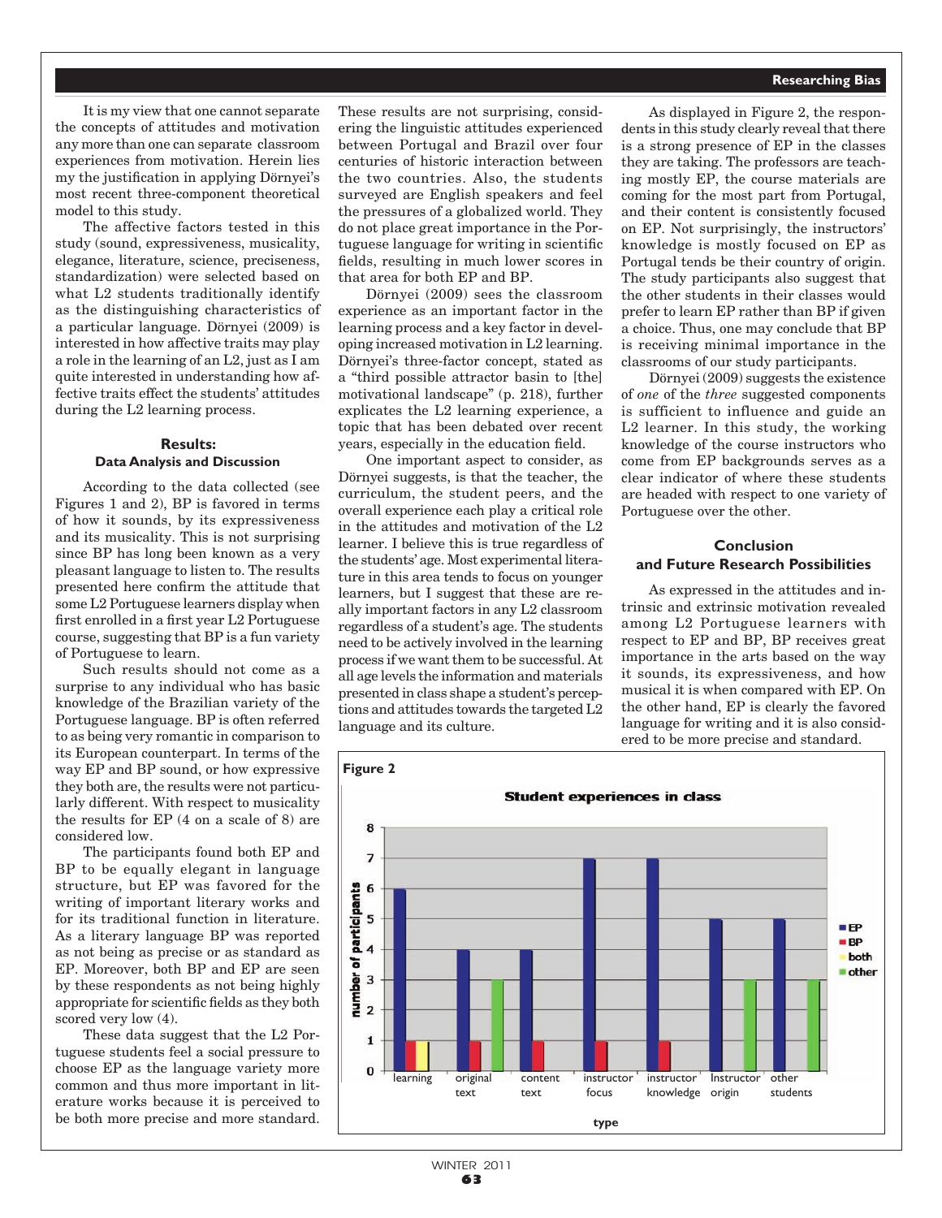It is my view that one cannot separate the concepts of attitudes and motivation any more than one can separate classroom experiences from motivation. Herein lies my the justification in applying Dörnyei's most recent three-component theoretical model to this study.

The affective factors tested in this study (sound, expressiveness, musicality, elegance, literature, science, preciseness, standardization) were selected based on what L2 students traditionally identify as the distinguishing characteristics of a particular language. Dörnyei (2009) is interested in how affective traits may play a role in the learning of an L2, just as I am quite interested in understanding how affective traits effect the students' attitudes during the L2 learning process.

## Results:

### Data Analysis and Discussion

According to the data collected (see Figures 1 and 2), BP is favored in terms of how it sounds, by its expressiveness and its musicality. This is not surprising since BP has long been known as a very pleasant language to listen to. The results presented here confirm the attitude that some L2 Portuguese learners display when first enrolled in a first year L2 Portuguese course, suggesting that BP is a fun variety of Portuguese to learn.

Such results should not come as a surprise to any individual who has basic knowledge of the Brazilian variety of the Portuguese language. BP is often referred to as being very romantic in comparison to its European counterpart. In terms of the way EP and BP sound, or how expressive they both are, the results were not particularly different. With respect to musicality the results for EP (4 on a scale of 8) are considered low.

The participants found both EP and BP to be equally elegant in language structure, but EP was favored for the writing of important literary works and for its traditional function in literature. As a literary language BP was reported as not being as precise or as standard as EP. Moreover, both BP and EP are seen by these respondents as not being highly appropriate for scientific fields as they both scored very low (4).

These data suggest that the L2 Portuguese students feel a social pressure to choose EP as the language variety more common and thus more important in literature works because it is perceived to be both more precise and more standard. These results are not surprising, considering the linguistic attitudes experienced between Portugal and Brazil over four centuries of historic interaction between the two countries. Also, the students surveyed are English speakers and feel the pressures of a globalized world. They do not place great importance in the Portuguese language for writing in scientific fields, resulting in much lower scores in that area for both EP and BP.

Dörnyei (2009) sees the classroom experience as an important factor in the learning process and a key factor in developing increased motivation in L2 learning. Dörnyei's three-factor concept, stated as a "third possible attractor basin to [the] motivational landscape" (p. 218), further explicates the L2 learning experience, a topic that has been debated over recent years, especially in the education field.

One important aspect to consider, as Dörnyei suggests, is that the teacher, the curriculum, the student peers, and the overall experience each play a critical role in the attitudes and motivation of the L2 learner. I believe this is true regardless of the students' age. Most experimental literature in this area tends to focus on younger learners, but I suggest that these are really important factors in any L2 classroom regardless of a student's age. The students need to be actively involved in the learning process if we want them to be successful. At all age levels the information and materials presented in class shape a student's perceptions and attitudes towards the targeted L2 language and its culture.

As displayed in Figure 2, the respondents in this study clearly reveal that there is a strong presence of EP in the classes they are taking. The professors are teaching mostly EP, the course materials are coming for the most part from Portugal, and their content is consistently focused on EP. Not surprisingly, the instructors' knowledge is mostly focused on EP as Portugal tends be their country of origin. The study participants also suggest that the other students in their classes would prefer to learn EP rather than BP if given a choice. Thus, one may conclude that BP is receiving minimal importance in the classrooms of our study participants.

Dörnyei (2009) suggests the existence of *one* of the *three* suggested components is sufficient to influence and guide an L2 learner. In this study, the working knowledge of the course instructors who come from EP backgrounds serves as a clear indicator of where these students are headed with respect to one variety of Portuguese over the other.

## Conclusion and Future Research Possibilities

As expressed in the attitudes and intrinsic and extrinsic motivation revealed among L2 Portuguese learners with respect to EP and BP, BP receives great importance in the arts based on the way it sounds, its expressiveness, and how musical it is when compared with EP. On the other hand, EP is clearly the favored language for writing and it is also considered to be more precise and standard.

**Figure 2**

**Student experiences in class**

| type | EP | BP | both | other |
|---|---|---|---|---|
| learning | 6 | 1 | 1 | |
| original text | 4 | 1 | | 3 |
| content text | 4 | 1 | | |
| instructor focus | 7 | 1 | | |
| instructor knowledge | 7 | 1 | | |
| Instructor origin | 5 | | | 3 |
| other students | 5 | | | 3 |

(y-axis: number of participants; x-axis: type)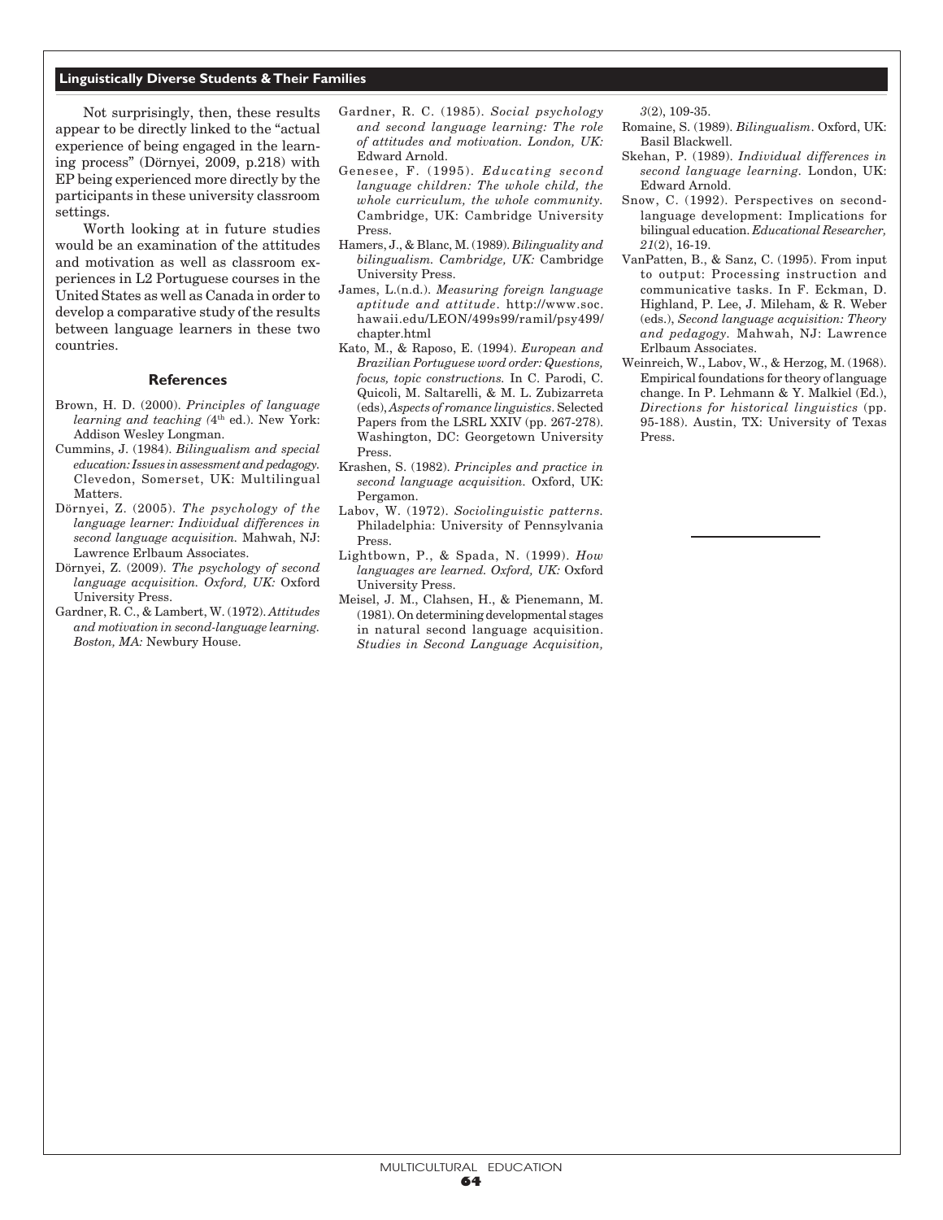Not surprisingly, then, these results appear to be directly linked to the "actual experience of being engaged in the learning process" (Dörnyei, 2009, p.218) with EP being experienced more directly by the participants in these university classroom settings.

Worth looking at in future studies would be an examination of the attitudes and motivation as well as classroom experiences in L2 Portuguese courses in the United States as well as Canada in order to develop a comparative study of the results between language learners in these two countries.

## References

Brown, H. D. (2000). *Principles of language learning and teaching (*4th ed.). New York: Addison Wesley Longman.

Cummins, J. (1984). *Bilingualism and special education: Issues in assessment and pedagogy.* Clevedon, Somerset, UK: Multilingual Matters.

Dörnyei, Z. (2005). *The psychology of the language learner: Individual differences in second language acquisition.* Mahwah, NJ: Lawrence Erlbaum Associates.

Dörnyei, Z. (2009). *The psychology of second language acquisition. Oxford, UK:* Oxford University Press.

Gardner, R. C., & Lambert, W. (1972). *Attitudes and motivation in second-language learning. Boston, MA:* Newbury House.

Gardner, R. C. (1985). *Social psychology and second language learning: The role of attitudes and motivation. London, UK:* Edward Arnold.

Genesee, F. (1995). *Educating second language children: The whole child, the whole curriculum, the whole community.* Cambridge, UK: Cambridge University Press.

Hamers, J., & Blanc, M. (1989). *Bilinguality and bilingualism. Cambridge, UK:* Cambridge University Press.

James, L.(n.d.). *Measuring foreign language aptitude and attitude.* http://www.soc.hawaii.edu/LEON/499s99/ramil/psy499/chapter.html

Kato, M., & Raposo, E. (1994). *European and Brazilian Portuguese word order: Questions, focus, topic constructions.* In C. Parodi, C. Quicoli, M. Saltarelli, & M. L. Zubizarreta (eds), *Aspects of romance linguistics.* Selected Papers from the LSRL XXIV (pp. 267-278). Washington, DC: Georgetown University Press.

Krashen, S. (1982). *Principles and practice in second language acquisition.* Oxford, UK: Pergamon.

Labov, W. (1972). *Sociolinguistic patterns.* Philadelphia: University of Pennsylvania Press.

Lightbown, P., & Spada, N. (1999). *How languages are learned. Oxford, UK:* Oxford University Press.

Meisel, J. M., Clahsen, H., & Pienemann, M. (1981). On determining developmental stages in natural second language acquisition. *Studies in Second Language Acquisition, 3*(2), 109-35.

Romaine, S. (1989). *Bilingualism.* Oxford, UK: Basil Blackwell.

Skehan, P. (1989). *Individual differences in second language learning.* London, UK: Edward Arnold.

Snow, C. (1992). Perspectives on second-language development: Implications for bilingual education. *Educational Researcher, 21*(2), 16-19.

VanPatten, B., & Sanz, C. (1995). From input to output: Processing instruction and communicative tasks. In F. Eckman, D. Highland, P. Lee, J. Mileham, & R. Weber (eds.), *Second language acquisition: Theory and pedagogy.* Mahwah, NJ: Lawrence Erlbaum Associates.

Weinreich, W., Labov, W., & Herzog, M. (1968). Empirical foundations for theory of language change. In P. Lehmann & Y. Malkiel (Ed.), *Directions for historical linguistics* (pp. 95-188). Austin, TX: University of Texas Press.